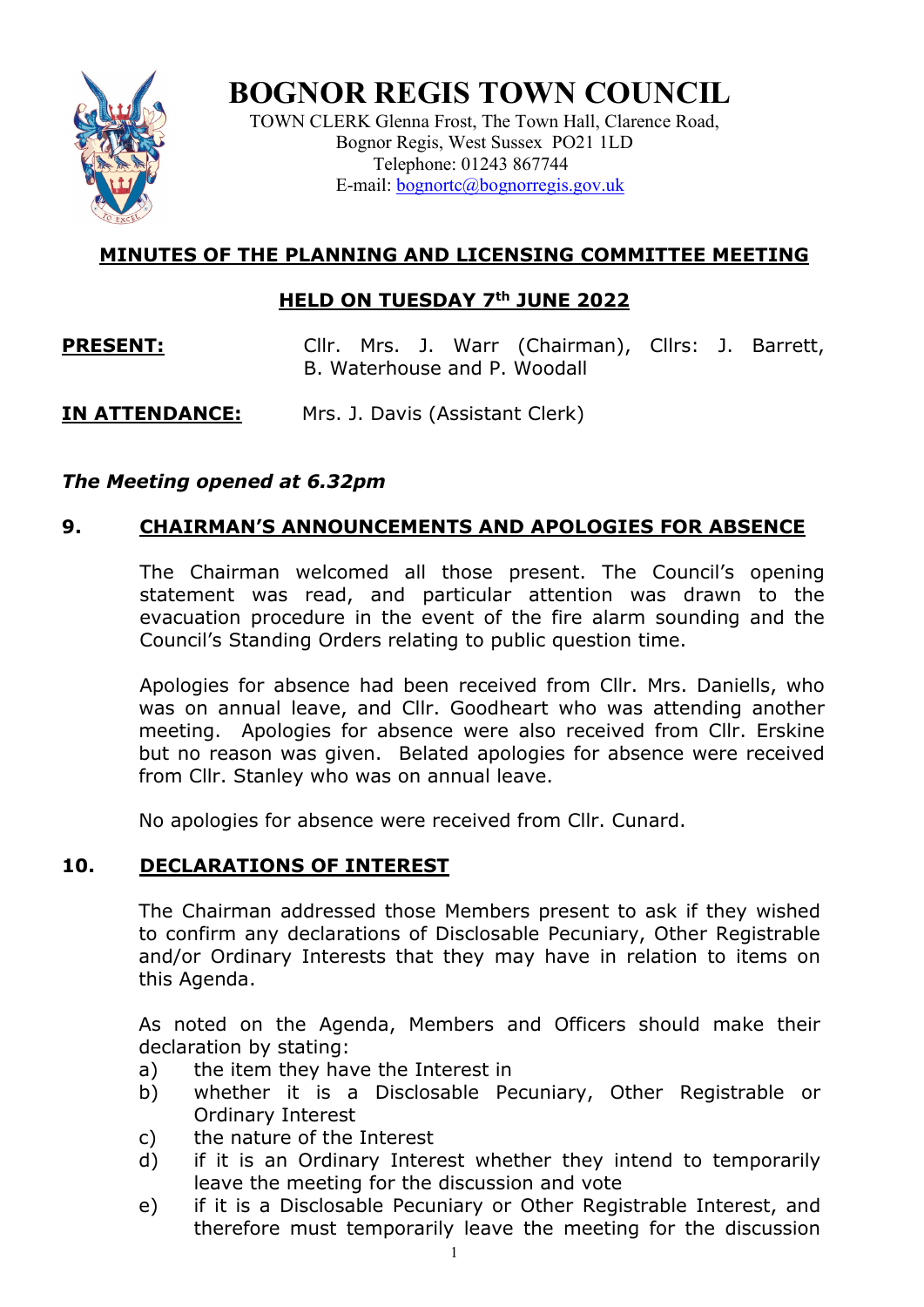# BOGNOR REGIS TOWN COUNCIL

TOWN CLERK Glenna Frost, The Town Hall, Clarence Road,
Bognor Regis, West Sussex PO21 1LD
Telephone: 01243 867744
E-mail: bognortc@bognorregis.gov.uk

## MINUTES OF THE PLANNING AND LICENSING COMMITTEE MEETING

## HELD ON TUESDAY 7th JUNE 2022

**PRESENT:** Cllr. Mrs. J. Warr (Chairman), Cllrs: J. Barrett, B. Waterhouse and P. Woodall

**IN ATTENDANCE:** Mrs. J. Davis (Assistant Clerk)

***The Meeting opened at 6.32pm***

### 9. CHAIRMAN'S ANNOUNCEMENTS AND APOLOGIES FOR ABSENCE

The Chairman welcomed all those present. The Council's opening statement was read, and particular attention was drawn to the evacuation procedure in the event of the fire alarm sounding and the Council's Standing Orders relating to public question time.

Apologies for absence had been received from Cllr. Mrs. Daniells, who was on annual leave, and Cllr. Goodheart who was attending another meeting. Apologies for absence were also received from Cllr. Erskine but no reason was given. Belated apologies for absence were received from Cllr. Stanley who was on annual leave.

No apologies for absence were received from Cllr. Cunard.

### 10. DECLARATIONS OF INTEREST

The Chairman addressed those Members present to ask if they wished to confirm any declarations of Disclosable Pecuniary, Other Registrable and/or Ordinary Interests that they may have in relation to items on this Agenda.

As noted on the Agenda, Members and Officers should make their declaration by stating:

a) the item they have the Interest in
b) whether it is a Disclosable Pecuniary, Other Registrable or Ordinary Interest
c) the nature of the Interest
d) if it is an Ordinary Interest whether they intend to temporarily leave the meeting for the discussion and vote
e) if it is a Disclosable Pecuniary or Other Registrable Interest, and therefore must temporarily leave the meeting for the discussion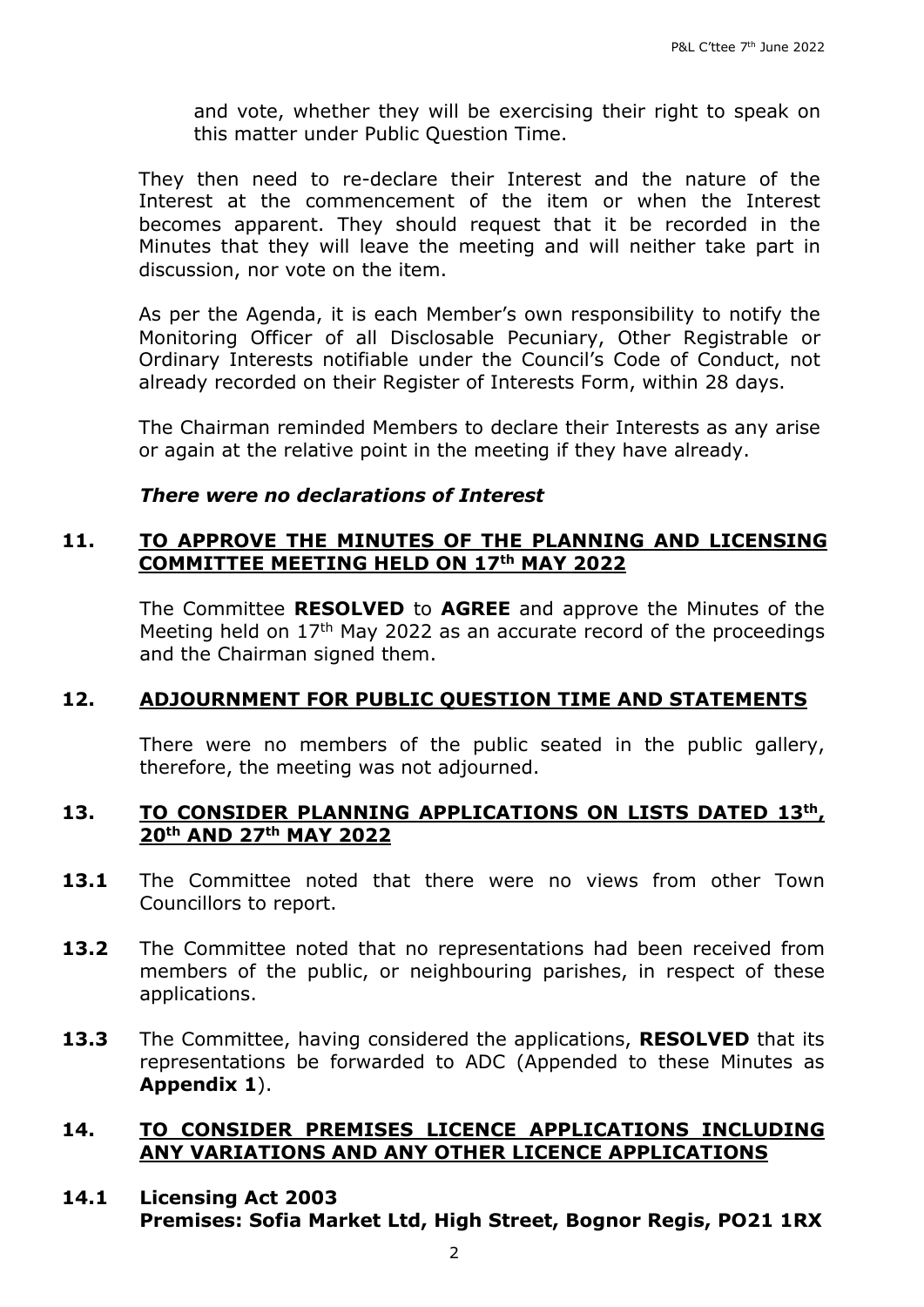and vote, whether they will be exercising their right to speak on this matter under Public Question Time.

They then need to re-declare their Interest and the nature of the Interest at the commencement of the item or when the Interest becomes apparent. They should request that it be recorded in the Minutes that they will leave the meeting and will neither take part in discussion, nor vote on the item.

As per the Agenda, it is each Member's own responsibility to notify the Monitoring Officer of all Disclosable Pecuniary, Other Registrable or Ordinary Interests notifiable under the Council's Code of Conduct, not already recorded on their Register of Interests Form, within 28 days.

The Chairman reminded Members to declare their Interests as any arise or again at the relative point in the meeting if they have already.

***There were no declarations of Interest***

## 11. TO APPROVE THE MINUTES OF THE PLANNING AND LICENSING COMMITTEE MEETING HELD ON 17th MAY 2022

The Committee **RESOLVED** to **AGREE** and approve the Minutes of the Meeting held on 17th May 2022 as an accurate record of the proceedings and the Chairman signed them.

## 12. ADJOURNMENT FOR PUBLIC QUESTION TIME AND STATEMENTS

There were no members of the public seated in the public gallery, therefore, the meeting was not adjourned.

## 13. TO CONSIDER PLANNING APPLICATIONS ON LISTS DATED 13th, 20th AND 27th MAY 2022

**13.1** The Committee noted that there were no views from other Town Councillors to report.

**13.2** The Committee noted that no representations had been received from members of the public, or neighbouring parishes, in respect of these applications.

**13.3** The Committee, having considered the applications, **RESOLVED** that its representations be forwarded to ADC (Appended to these Minutes as **Appendix 1**).

## 14. TO CONSIDER PREMISES LICENCE APPLICATIONS INCLUDING ANY VARIATIONS AND ANY OTHER LICENCE APPLICATIONS

**14.1 Licensing Act 2003**
**Premises: Sofia Market Ltd, High Street, Bognor Regis, PO21 1RX**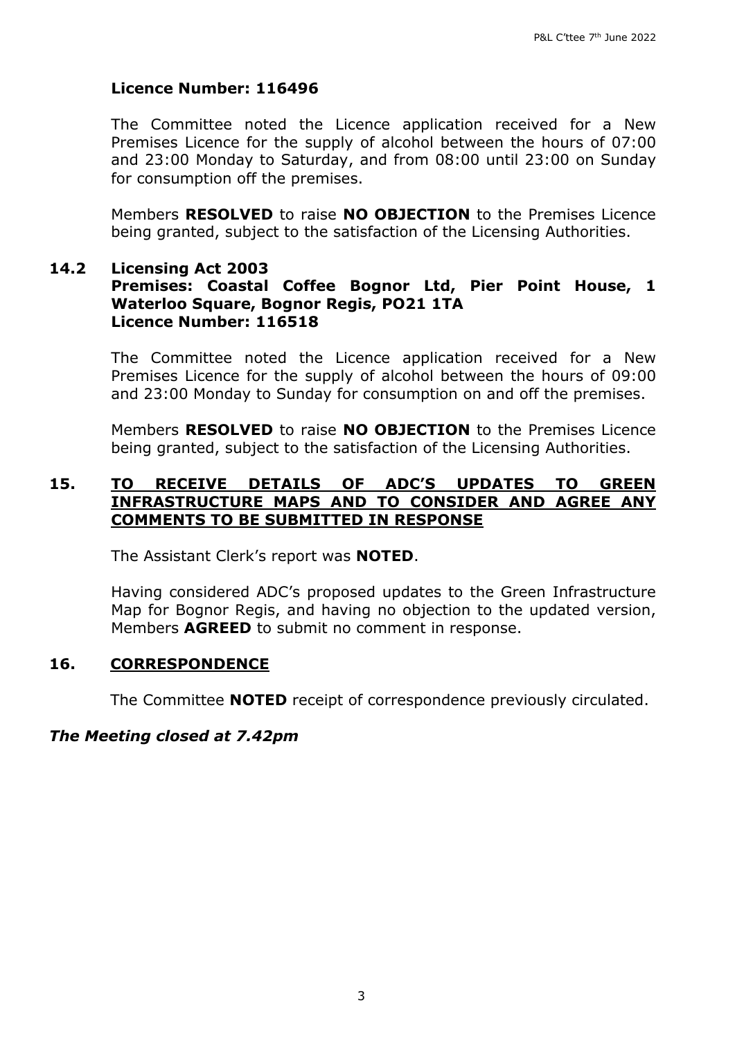**Licence Number: 116496**

The Committee noted the Licence application received for a New Premises Licence for the supply of alcohol between the hours of 07:00 and 23:00 Monday to Saturday, and from 08:00 until 23:00 on Sunday for consumption off the premises.

Members **RESOLVED** to raise **NO OBJECTION** to the Premises Licence being granted, subject to the satisfaction of the Licensing Authorities.

### 14.2 Licensing Act 2003
**Premises: Coastal Coffee Bognor Ltd, Pier Point House, 1 Waterloo Square, Bognor Regis, PO21 1TA**
**Licence Number: 116518**

The Committee noted the Licence application received for a New Premises Licence for the supply of alcohol between the hours of 09:00 and 23:00 Monday to Sunday for consumption on and off the premises.

Members **RESOLVED** to raise **NO OBJECTION** to the Premises Licence being granted, subject to the satisfaction of the Licensing Authorities.

## 15. TO RECEIVE DETAILS OF ADC'S UPDATES TO GREEN INFRASTRUCTURE MAPS AND TO CONSIDER AND AGREE ANY COMMENTS TO BE SUBMITTED IN RESPONSE

The Assistant Clerk's report was **NOTED**.

Having considered ADC's proposed updates to the Green Infrastructure Map for Bognor Regis, and having no objection to the updated version, Members **AGREED** to submit no comment in response.

## 16. CORRESPONDENCE

The Committee **NOTED** receipt of correspondence previously circulated.

***The Meeting closed at 7.42pm***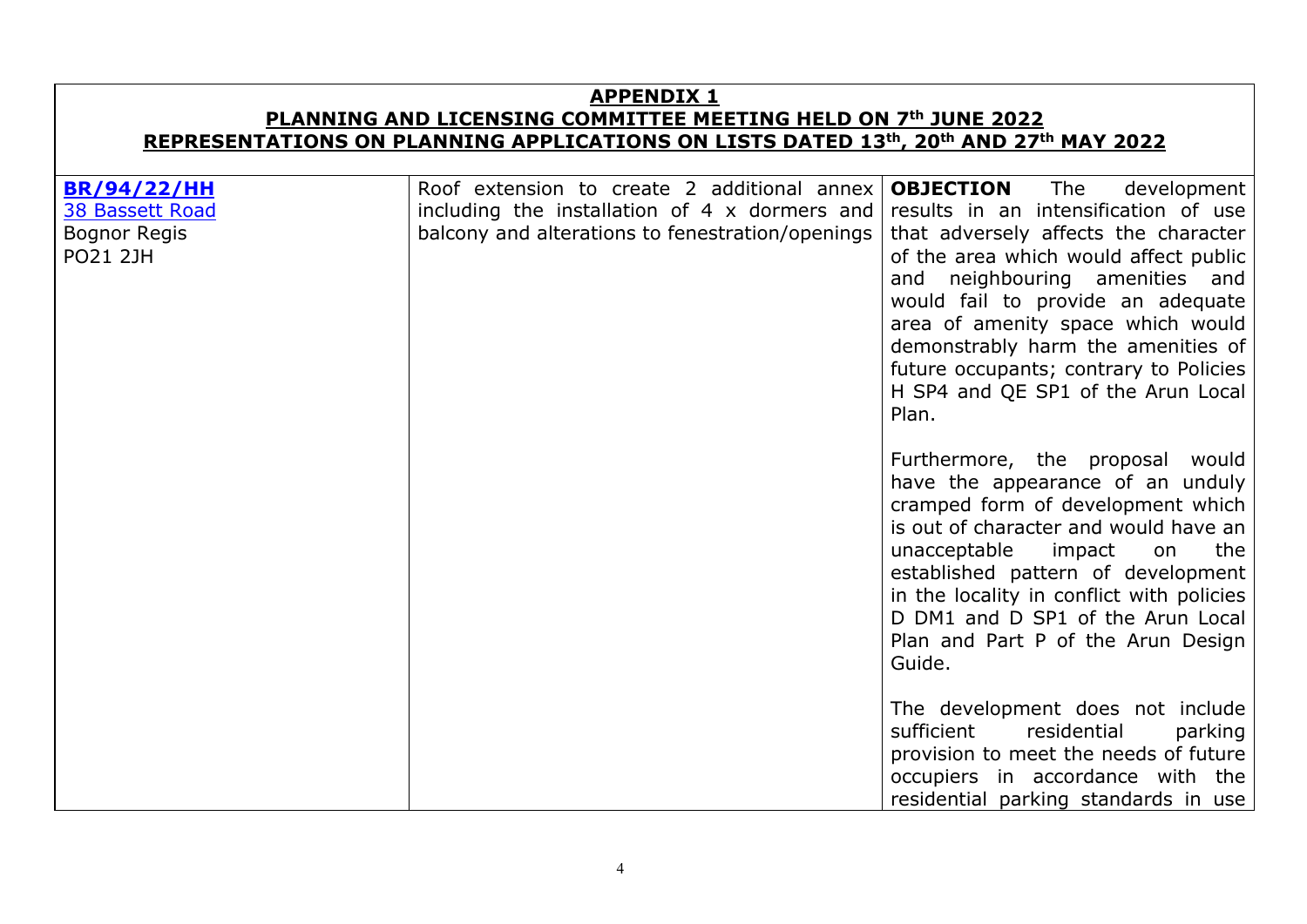**APPENDIX 1**

**PLANNING AND LICENSING COMMITTEE MEETING HELD ON 7th JUNE 2022**

**REPRESENTATIONS ON PLANNING APPLICATIONS ON LISTS DATED 13th, 20th AND 27th MAY 2022**

| | | |
|---|---|---|
| **BR/94/22/HH**<br>38 Bassett Road<br>Bognor Regis<br>PO21 2JH | Roof extension to create 2 additional annex including the installation of 4 x dormers and balcony and alterations to fenestration/openings | **OBJECTION** The development results in an intensification of use that adversely affects the character of the area which would affect public and neighbouring amenities and would fail to provide an adequate area of amenity space which would demonstrably harm the amenities of future occupants; contrary to Policies H SP4 and QE SP1 of the Arun Local Plan.<br><br>Furthermore, the proposal would have the appearance of an unduly cramped form of development which is out of character and would have an unacceptable impact on the established pattern of development in the locality in conflict with policies D DM1 and D SP1 of the Arun Local Plan and Part P of the Arun Design Guide.<br><br>The development does not include sufficient residential parking provision to meet the needs of future occupiers in accordance with the residential parking standards in use |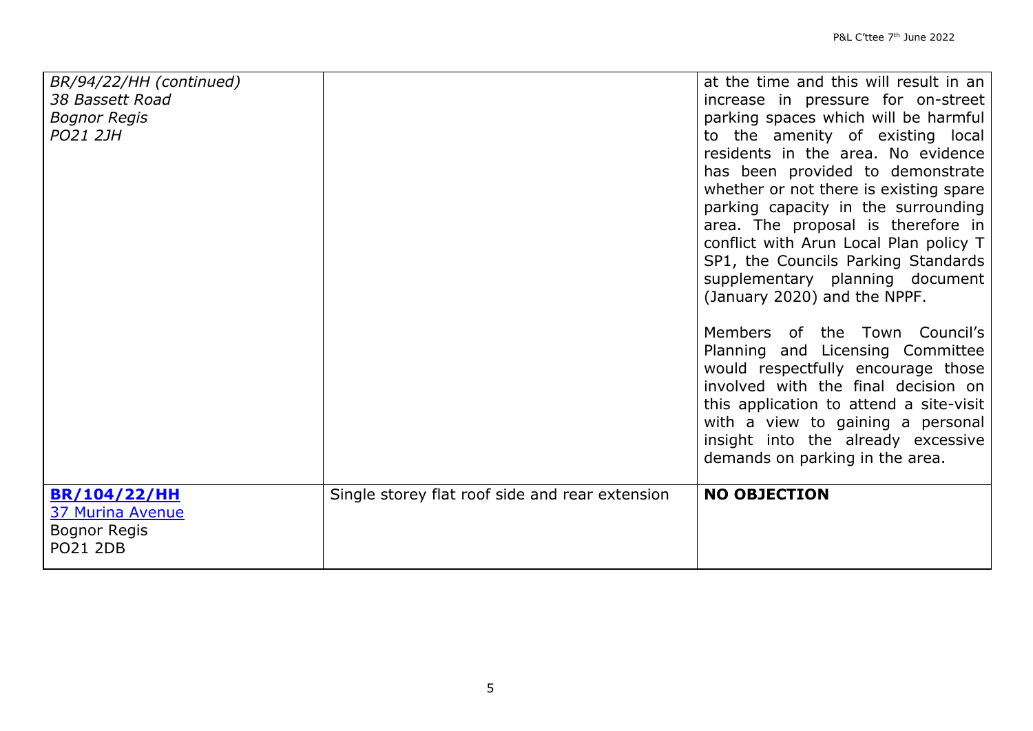| | | |
|---|---|---|
| *BR/94/22/HH (continued)*<br>*38 Bassett Road*<br>*Bognor Regis*<br>*PO21 2JH* | | at the time and this will result in an increase in pressure for on-street parking spaces which will be harmful to the amenity of existing local residents in the area. No evidence has been provided to demonstrate whether or not there is existing spare parking capacity in the surrounding area. The proposal is therefore in conflict with Arun Local Plan policy T SP1, the Councils Parking Standards supplementary planning document (January 2020) and the NPPF.<br><br>Members of the Town Council's Planning and Licensing Committee would respectfully encourage those involved with the final decision on this application to attend a site-visit with a view to gaining a personal insight into the already excessive demands on parking in the area. |
| **BR/104/22/HH**<br>37 Murina Avenue<br>Bognor Regis<br>PO21 2DB | Single storey flat roof side and rear extension | **NO OBJECTION** |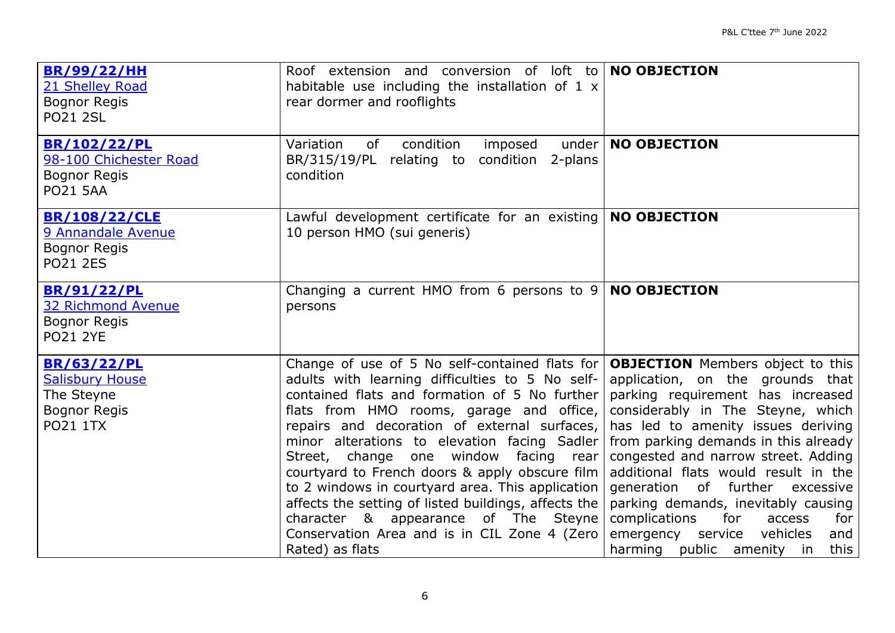| | | |
|---|---|---|
| **BR/99/22/HH**<br>21 Shelley Road<br>Bognor Regis<br>PO21 2SL | Roof extension and conversion of loft to habitable use including the installation of 1 x rear dormer and rooflights | **NO OBJECTION** |
| **BR/102/22/PL**<br>98-100 Chichester Road<br>Bognor Regis<br>PO21 5AA | Variation of condition imposed under BR/315/19/PL relating to condition 2-plans condition | **NO OBJECTION** |
| **BR/108/22/CLE**<br>9 Annandale Avenue<br>Bognor Regis<br>PO21 2ES | Lawful development certificate for an existing 10 person HMO (sui generis) | **NO OBJECTION** |
| **BR/91/22/PL**<br>32 Richmond Avenue<br>Bognor Regis<br>PO21 2YE | Changing a current HMO from 6 persons to 9 persons | **NO OBJECTION** |
| **BR/63/22/PL**<br>Salisbury House<br>The Steyne<br>Bognor Regis<br>PO21 1TX | Change of use of 5 No self-contained flats for adults with learning difficulties to 5 No self-contained flats and formation of 5 No further flats from HMO rooms, garage and office, repairs and decoration of external surfaces, minor alterations to elevation facing Sadler Street, change one window facing rear courtyard to French doors & apply obscure film to 2 windows in courtyard area. This application affects the setting of listed buildings, affects the character & appearance of The Steyne Conservation Area and is in CIL Zone 4 (Zero Rated) as flats | **OBJECTION** Members object to this application, on the grounds that parking requirement has increased considerably in The Steyne, which has led to amenity issues deriving from parking demands in this already congested and narrow street. Adding additional flats would result in the generation of further excessive parking demands, inevitably causing complications for access for emergency service vehicles and harming public amenity in this |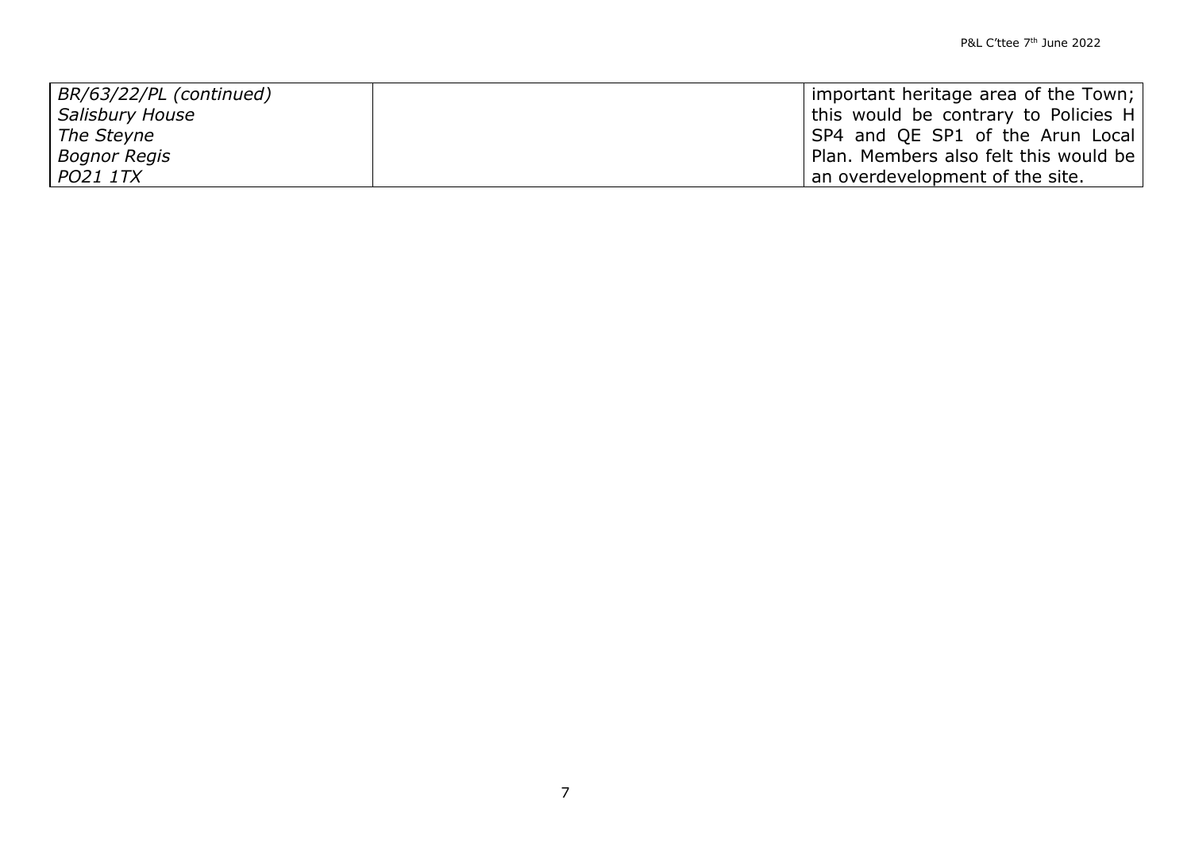| | | |
|---|---|---|
| *BR/63/22/PL (continued)*<br>*Salisbury House*<br>*The Steyne*<br>*Bognor Regis*<br>*PO21 1TX* | | important heritage area of the Town; this would be contrary to Policies H SP4 and QE SP1 of the Arun Local Plan. Members also felt this would be an overdevelopment of the site. |